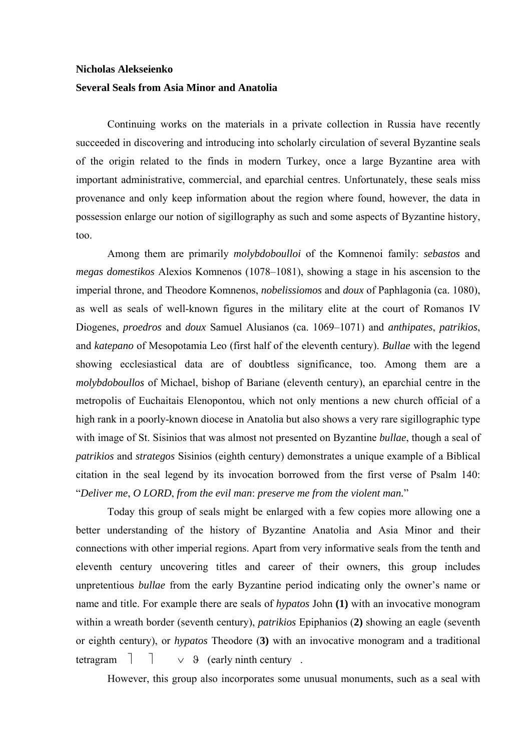**Nicholas Alekseienko**

**Several Seals from Asia Minor and Anatolia**

Continuing works on the materials in a private collection in Russia have recently succeeded in discovering and introducing into scholarly circulation of several Byzantine seals of the origin related to the finds in modern Turkey, once a large Byzantine area with important administrative, commercial, and eparchial centres. Unfortunately, these seals miss provenance and only keep information about the region where found, however, the data in possession enlarge our notion of sigillography as such and some aspects of Byzantine history, too.

Among them are primarily *molybdoboulloi* of the Komnenoi family: *sebastos* and *megas domestikos* Alexios Komnenos (1078–1081), showing a stage in his ascension to the imperial throne, and Theodore Komnenos, *nobelissiomos* and *doux* of Paphlagonia (ca. 1080), as well as seals of well-known figures in the military elite at the court of Romanos IV Diogenes, *proedros* and *doux* Samuel Alusianos (ca. 1069–1071) and *anthipates*, *patrikios*, and *katepano* of Mesopotamia Leo (first half of the eleventh century). *Bullae* with the legend showing ecclesiastical data are of doubtless significance, too. Among them are a *molybdoboullos* of Michael, bishop of Bariane (eleventh century), an eparchial centre in the metropolis of Euchaitais Elenopontou, which not only mentions a new church official of a high rank in a poorly-known diocese in Anatolia but also shows a very rare sigillographic type with image of St. Sisinios that was almost not presented on Byzantine *bullae*, though a seal of *patrikios* and *strategos* Sisinios (eighth century) demonstrates a unique example of a Biblical citation in the seal legend by its invocation borrowed from the first verse of Psalm 140: “*Deliver me*, *O LORD*, *from the evil man*: *preserve me from the violent man.*”

Today this group of seals might be enlarged with a few copies more allowing one a better understanding of the history of Byzantine Anatolia and Asia Minor and their connections with other imperial regions. Apart from very informative seals from the tenth and eleventh century uncovering titles and career of their owners, this group includes unpretentious *bullae* from the early Byzantine period indicating only the owner’s name or name and title. For example there are seals of *hypatos* John **(1)** with an invocative monogram within a wreath border (seventh century), *patrikios* Epiphanios (**2)** showing an eagle (seventh or eighth century), or *hypatos* Theodore (**3)** with an invocative monogram and a traditional tetragram ⎤ ⎤ ∨ ϑ (early ninth century .

However, this group also incorporates some unusual monuments, such as a seal with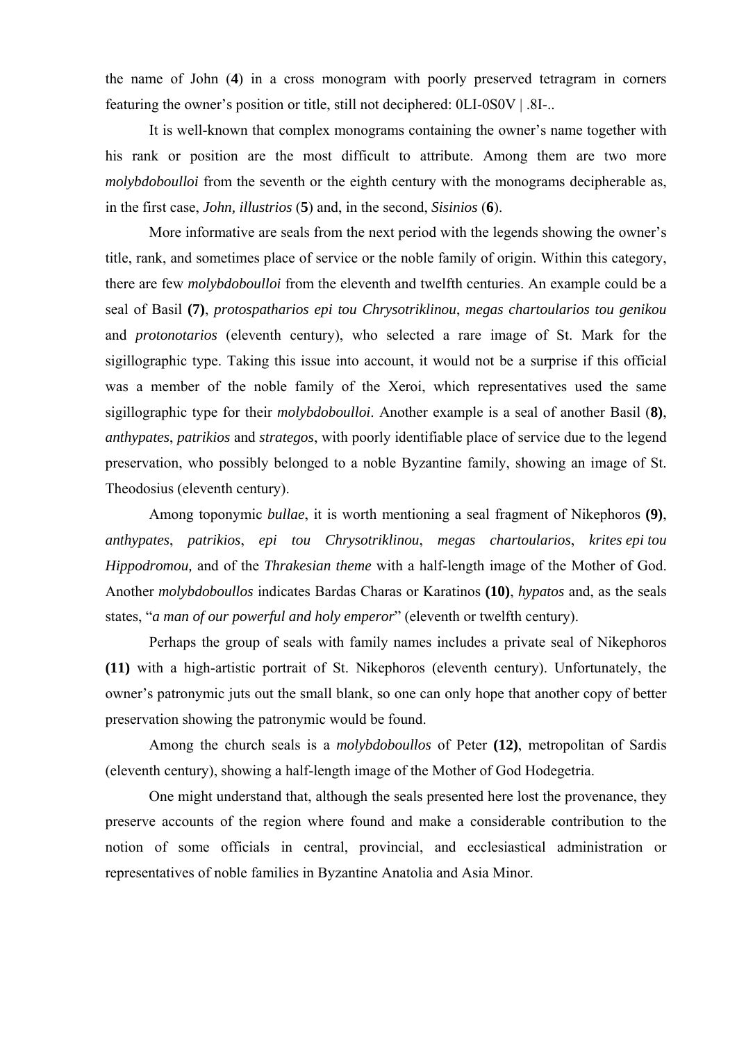the name of John (**4**) in a cross monogram with poorly preserved tetragram in corners featuring the owner's position or title, still not deciphered: 0LI-0S0V | .8I-..

It is well-known that complex monograms containing the owner's name together with his rank or position are the most difficult to attribute. Among them are two more *molybdoboulloi* from the seventh or the eighth century with the monograms decipherable as, in the first case, *John, illustrios* (**5**) and, in the second, *Sisinios* (**6**).

More informative are seals from the next period with the legends showing the owner's title, rank, and sometimes place of service or the noble family of origin. Within this category, there are few *molybdoboulloi* from the eleventh and twelfth centuries. An example could be a seal of Basil **(7)**, *protospatharios epi tou Chrysotriklinou*, *megas chartoularios tou genikou* and *protonotarios* (eleventh century), who selected a rare image of St. Mark for the sigillographic type. Taking this issue into account, it would not be a surprise if this official was a member of the noble family of the Xeroi, which representatives used the same sigillographic type for their *molybdoboulloi*. Another example is a seal of another Basil (**8)**, *anthypates*, *patrikios* and *strategos*, with poorly identifiable place of service due to the legend preservation, who possibly belonged to a noble Byzantine family, showing an image of St. Theodosius (eleventh century).

Among toponymic *bullae*, it is worth mentioning a seal fragment of Nikephoros **(9)**, *anthypates*, *patrikios*, *epi tou Chrysotriklinou*, *megas chartoularios*, *krites epi tou Hippodromou,* and of the *Thrakesian theme* with a half-length image of the Mother of God. Another *molybdoboullos* indicates Bardas Charas or Karatinos **(10)**, *hypatos* and, as the seals states, "*a man of our powerful and holy emperor*" (eleventh or twelfth century).

Perhaps the group of seals with family names includes a private seal of Nikephoros **(11)** with a high-artistic portrait of St. Nikephoros (eleventh century). Unfortunately, the owner's patronymic juts out the small blank, so one can only hope that another copy of better preservation showing the patronymic would be found.

Among the church seals is a *molybdoboullos* of Peter **(12)**, metropolitan of Sardis (eleventh century), showing a half-length image of the Mother of God Hodegetria.

One might understand that, although the seals presented here lost the provenance, they preserve accounts of the region where found and make a considerable contribution to the notion of some officials in central, provincial, and ecclesiastical administration or representatives of noble families in Byzantine Anatolia and Asia Minor.